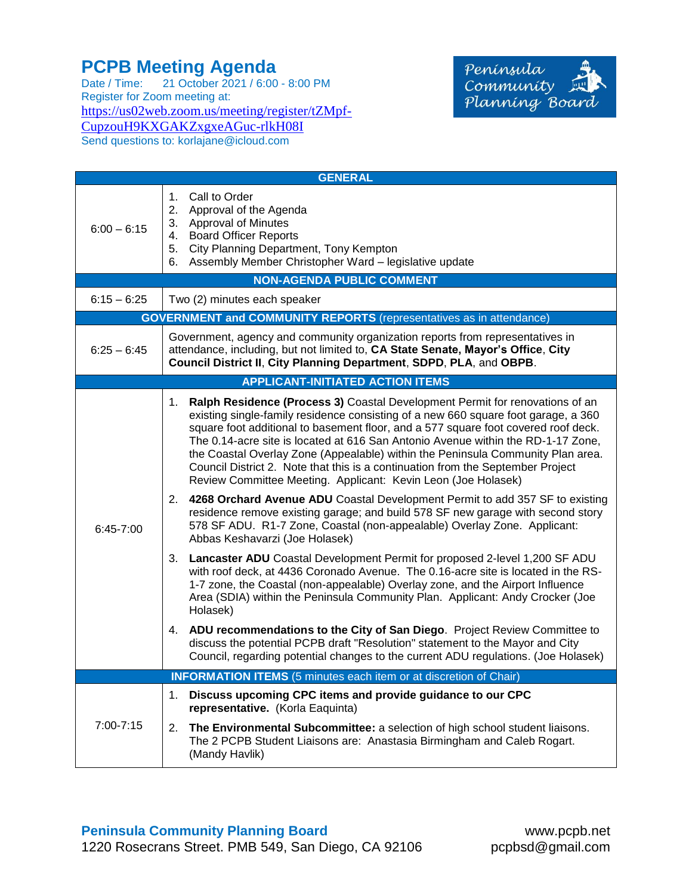# PCPB Meeting Agenda

Date / Time: 21 October 2021 / 6:00 - 8:00 PM
Register for Zoom meeting at:
https://us02web.zoom.us/meeting/register/tZMpf-CupzouH9KXGAKZxgxeAGuc-rlkH08I
Send questions to: korlajane@icloud.com

Peninsula Community Planning Board

| GENERAL | |
|---|---|
| 6:00 – 6:15 | 1. Call to Order<br>2. Approval of the Agenda<br>3. Approval of Minutes<br>4. Board Officer Reports<br>5. City Planning Department, Tony Kempton<br>6. Assembly Member Christopher Ward – legislative update |
| **NON-AGENDA PUBLIC COMMENT** | |
| 6:15 – 6:25 | Two (2) minutes each speaker |
| **GOVERNMENT and COMMUNITY REPORTS** (representatives as in attendance) | |
| 6:25 – 6:45 | Government, agency and community organization reports from representatives in attendance, including, but not limited to, **CA State Senate, Mayor's Office**, **City Council District II**, **City Planning Department**, **SDPD**, **PLA**, and **OBPB**. |
| **APPLICANT-INITIATED ACTION ITEMS** | |
| 6:45-7:00 | 1. **Ralph Residence (Process 3)** Coastal Development Permit for renovations of an existing single-family residence consisting of a new 660 square foot garage, a 360 square foot additional to basement floor, and a 577 square foot covered roof deck. The 0.14-acre site is located at 616 San Antonio Avenue within the RD-1-17 Zone, the Coastal Overlay Zone (Appealable) within the Peninsula Community Plan area. Council District 2. Note that this is a continuation from the September Project Review Committee Meeting. Applicant: Kevin Leon (Joe Holasek)<br><br>2. **4268 Orchard Avenue ADU** Coastal Development Permit to add 357 SF to existing residence remove existing garage; and build 578 SF new garage with second story 578 SF ADU. R1-7 Zone, Coastal (non-appealable) Overlay Zone. Applicant: Abbas Keshavarzi (Joe Holasek)<br><br>3. **Lancaster ADU** Coastal Development Permit for proposed 2-level 1,200 SF ADU with roof deck, at 4436 Coronado Avenue. The 0.16-acre site is located in the RS-1-7 zone, the Coastal (non-appealable) Overlay zone, and the Airport Influence Area (SDIA) within the Peninsula Community Plan. Applicant: Andy Crocker (Joe Holasek)<br><br>4. **ADU recommendations to the City of San Diego**. Project Review Committee to discuss the potential PCPB draft "Resolution" statement to the Mayor and City Council, regarding potential changes to the current ADU regulations. (Joe Holasek) |
| **INFORMATION ITEMS** (5 minutes each item or at discretion of Chair) | |
| 7:00-7:15 | 1. **Discuss upcoming CPC items and provide guidance to our CPC representative.** (Korla Eaquinta)<br><br>2. **The Environmental Subcommittee:** a selection of high school student liaisons. The 2 PCPB Student Liaisons are: Anastasia Birmingham and Caleb Rogart. (Mandy Havlik) |

**Peninsula Community Planning Board**
1220 Rosecrans Street. PMB 549, San Diego, CA 92106

www.pcpb.net
pcpbsd@gmail.com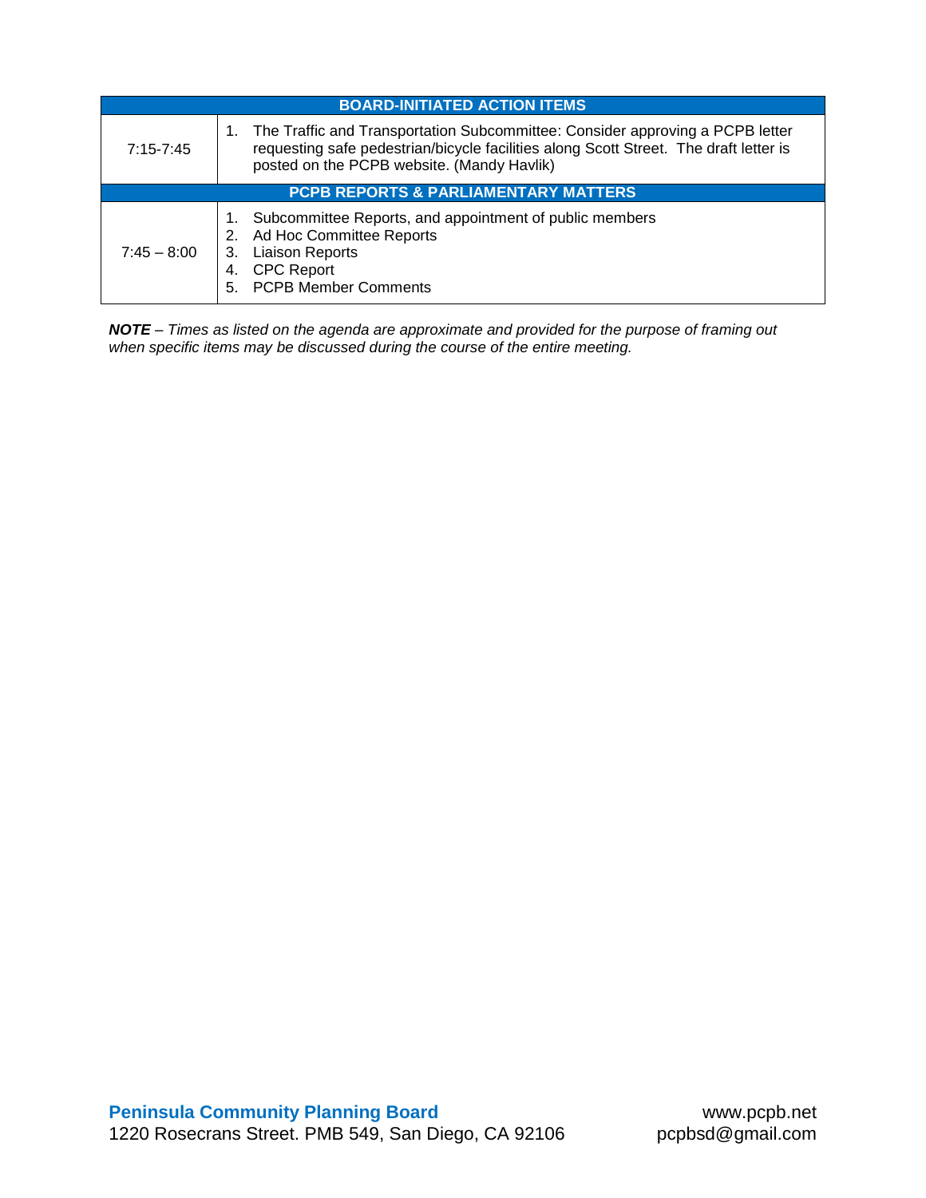| | |
|---|---|
| **BOARD-INITIATED ACTION ITEMS** | |
| 7:15-7:45 | 1. The Traffic and Transportation Subcommittee: Consider approving a PCPB letter requesting safe pedestrian/bicycle facilities along Scott Street. The draft letter is posted on the PCPB website. (Mandy Havlik) |
| **PCPB REPORTS & PARLIAMENTARY MATTERS** | |
| 7:45 – 8:00 | 1. Subcommittee Reports, and appointment of public members<br>2. Ad Hoc Committee Reports<br>3. Liaison Reports<br>4. CPC Report<br>5. PCPB Member Comments |

***NOTE** – Times as listed on the agenda are approximate and provided for the purpose of framing out when specific items may be discussed during the course of the entire meeting.*

**Peninsula Community Planning Board**
1220 Rosecrans Street. PMB 549, San Diego, CA 92106

www.pcpb.net
pcpbsd@gmail.com